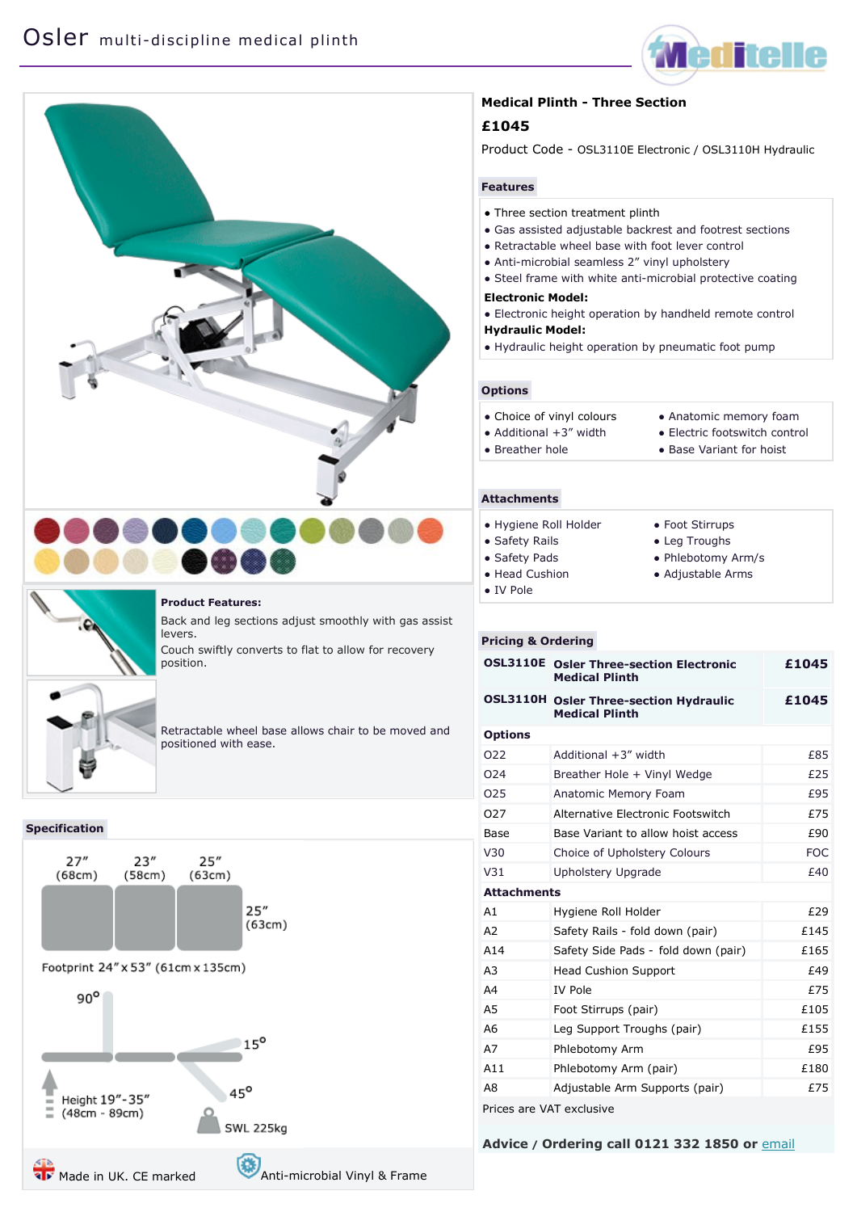# Osler multi-discipline medical plinth

**Product Features:**

Back and leg sections adjust smoothly with gas assist levers.

Couch swiftly converts to flat to allow for recovery position.

Retractable wheel base allows chair to be moved and positioned with ease.

## Specification

27″ (68cm) | 23″ (58cm) | 25″ (63cm)

25″ (63cm)

Footprint 24″ x 53″ (61cm x 135cm)

90°

15°

45°

Height 19″-35″ (48cm - 89cm)

SWL 225kg

Made in UK. CE marked

Anti-microbial Vinyl & Frame

## Medical Plinth - Three Section

**£1045**

Product Code - OSL3110E Electronic / OSL3110H Hydraulic

### Features

- Three section treatment plinth
- Gas assisted adjustable backrest and footrest sections
- Retractable wheel base with foot lever control
- Anti-microbial seamless 2″ vinyl upholstery
- Steel frame with white anti-microbial protective coating

**Electronic Model:**

- Electronic height operation by handheld remote control

**Hydraulic Model:**

- Hydraulic height operation by pneumatic foot pump

### Options

- Choice of vinyl colours
- Additional +3″ width
- Breather hole
- Anatomic memory foam
- Electronic footswitch control
- Base Variant for hoist

### Attachments

- Hygiene Roll Holder
- Safety Rails
- Safety Pads
- Head Cushion
- IV Pole
- Foot Stirrups
- Leg Troughs
- Phlebotomy Arm/s
- Adjustable Arms

### Pricing & Ordering

| Code | Description | Price |
|---|---|---|
| **OSL3110E** | **Osler Three-section Electronic Medical Plinth** | **£1045** |
| **OSL3110H** | **Osler Three-section Hydraulic Medical Plinth** | **£1045** |
| **Options** | | |
| O22 | Additional +3″ width | £85 |
| O24 | Breather Hole + Vinyl Wedge | £25 |
| O25 | Anatomic Memory Foam | £95 |
| O27 | Alternative Electronic Footswitch | £75 |
| Base | Base Variant to allow hoist access | £90 |
| V30 | Choice of Upholstery Colours | FOC |
| V31 | Upholstery Upgrade | £40 |
| **Attachments** | | |
| A1 | Hygiene Roll Holder | £29 |
| A2 | Safety Rails - fold down (pair) | £145 |
| A14 | Safety Side Pads - fold down (pair) | £165 |
| A3 | Head Cushion Support | £49 |
| A4 | IV Pole | £75 |
| A5 | Foot Stirrups (pair) | £105 |
| A6 | Leg Support Troughs (pair) | £155 |
| A7 | Phlebotomy Arm | £95 |
| A11 | Phlebotomy Arm (pair) | £180 |
| A8 | Adjustable Arm Supports (pair) | £75 |

Prices are VAT exclusive

**Advice / Ordering call 0121 332 1850 or** email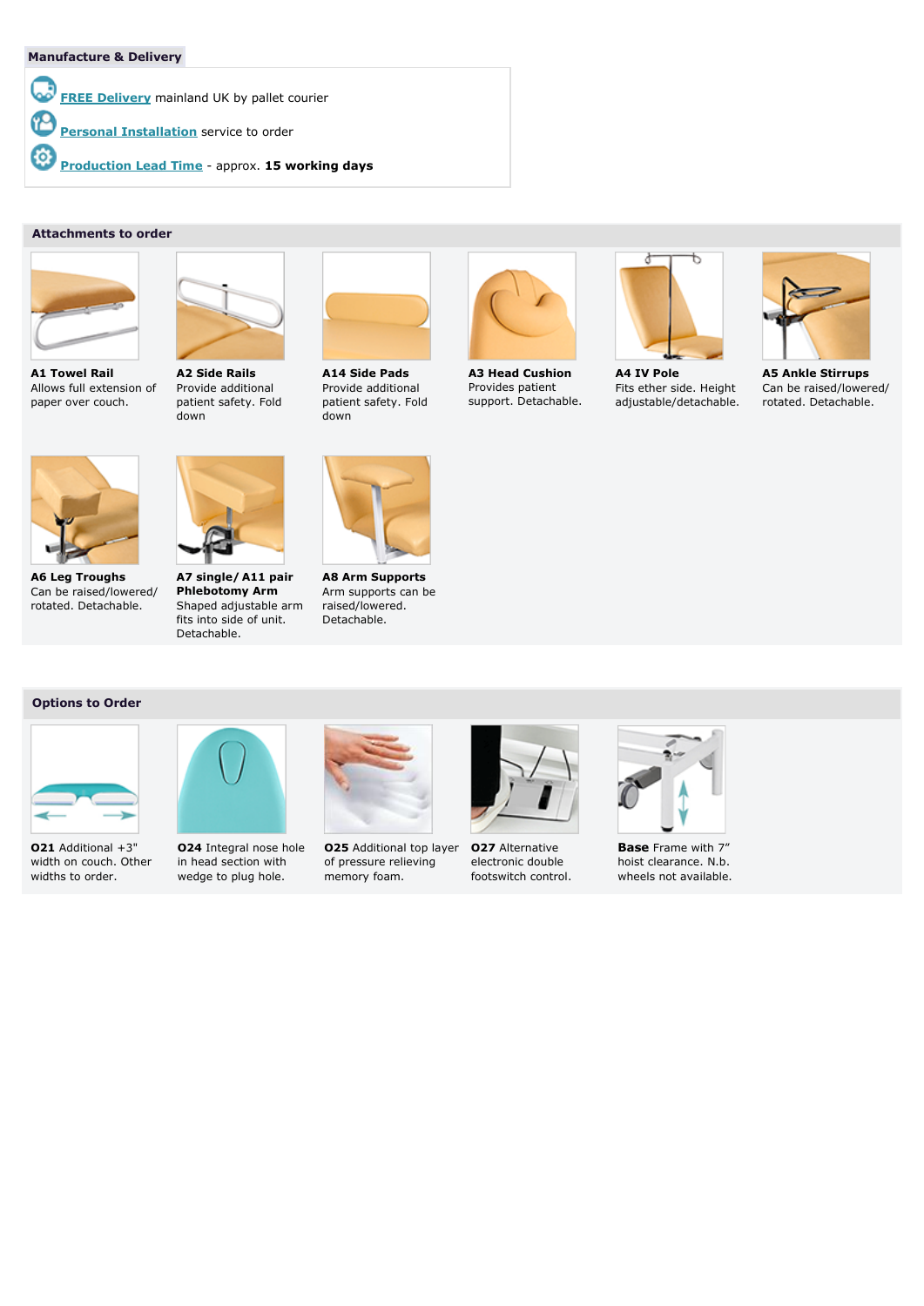## Manufacture & Delivery

**FREE Delivery** mainland UK by pallet courier

**Personal Installation** service to order

**Production Lead Time** - approx. **15 working days**

## Attachments to order

**A1 Towel Rail**
Allows full extension of paper over couch.

**A2 Side Rails**
Provide additional patient safety. Fold down

**A14 Side Pads**
Provide additional patient safety. Fold down

**A3 Head Cushion**
Provides patient support. Detachable.

**A4 IV Pole**
Fits ether side. Height adjustable/detachable.

**A5 Ankle Stirrups**
Can be raised/lowered/ rotated. Detachable.

**A6 Leg Troughs**
Can be raised/lowered/ rotated. Detachable.

**A7 single/ A11 pair Phlebotomy Arm**
Shaped adjustable arm fits into side of unit. Detachable.

**A8 Arm Supports**
Arm supports can be raised/lowered. Detachable.

## Options to Order

**O21** Additional +3" width on couch. Other widths to order.

**O24** Integral nose hole in head section with wedge to plug hole.

**O25** Additional top layer of pressure relieving memory foam.

**O27** Alternative electronic double footswitch control.

**Base** Frame with 7" hoist clearance. N.b. wheels not available.